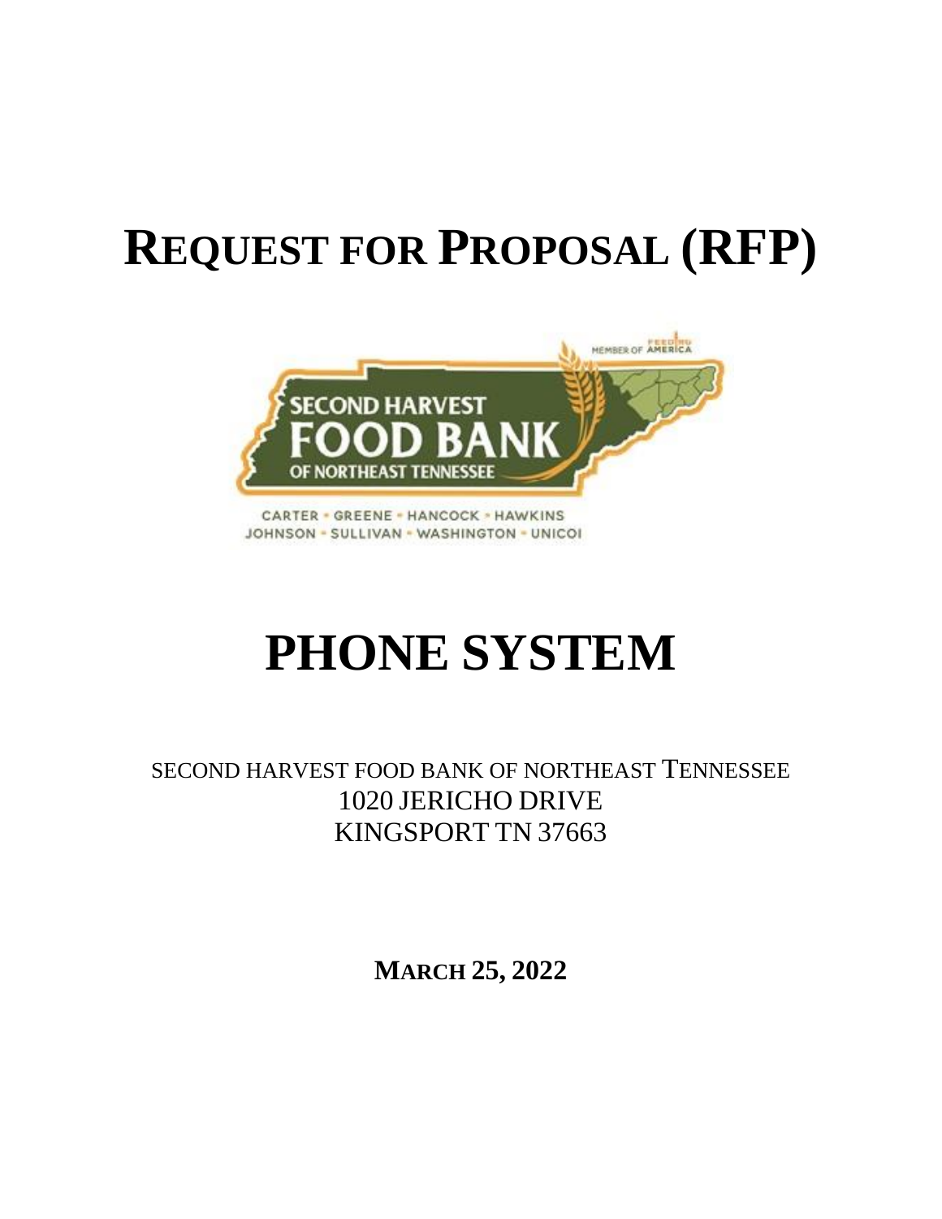# REQUEST FOR PROPOSAL (RFP)

SECOND HARVEST FOOD BANK OF NORTHEAST TENNESSEE

CARTER • GREENE • HANCOCK • HAWKINS
JOHNSON • SULLIVAN • WASHINGTON • UNICOI

# PHONE SYSTEM

SECOND HARVEST FOOD BANK OF NORTHEAST TENNESSEE
1020 JERICHO DRIVE
KINGSPORT TN 37663

**MARCH 25, 2022**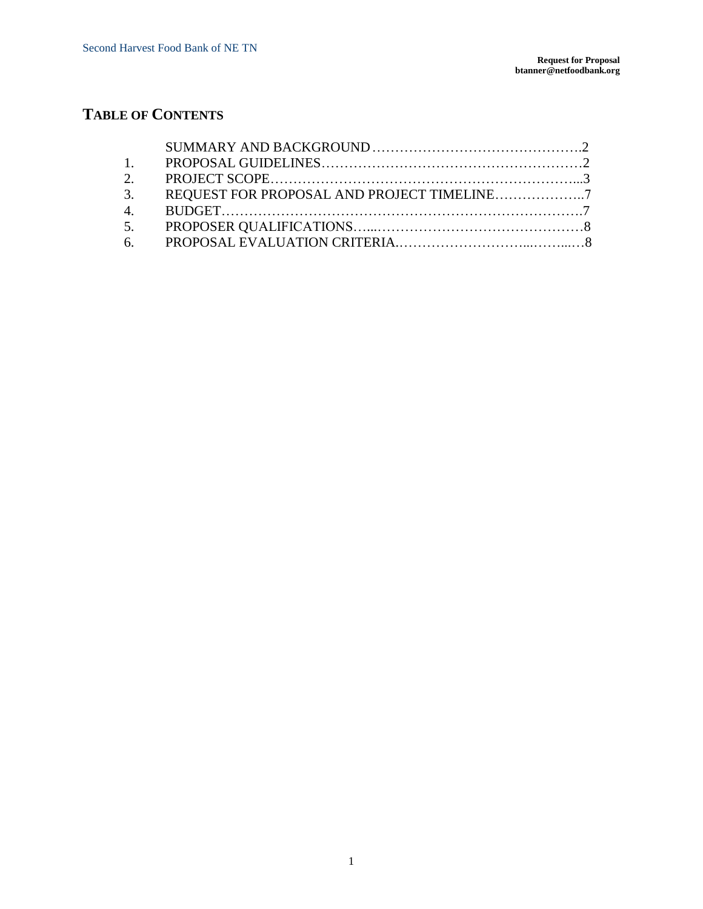# Table of Contents

| | | |
|---|---|---|
| | SUMMARY AND BACKGROUND | 2 |
| 1. | PROPOSAL GUIDELINES | 2 |
| 2. | PROJECT SCOPE | 3 |
| 3. | REQUEST FOR PROPOSAL AND PROJECT TIMELINE | 7 |
| 4. | BUDGET | 7 |
| 5. | PROPOSER QUALIFICATIONS | 8 |
| 6. | PROPOSAL EVALUATION CRITERIA | 8 |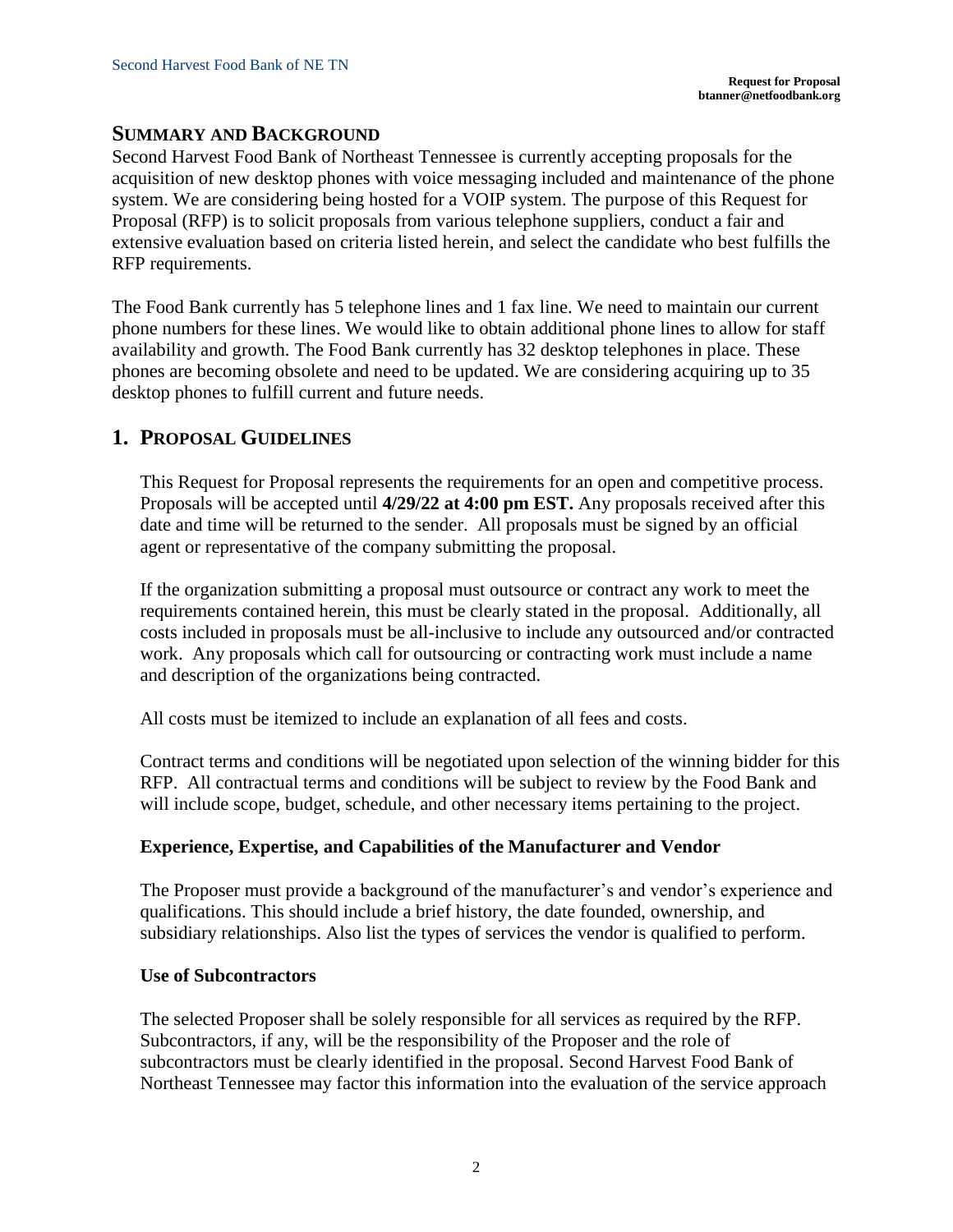## SUMMARY AND BACKGROUND

Second Harvest Food Bank of Northeast Tennessee is currently accepting proposals for the acquisition of new desktop phones with voice messaging included and maintenance of the phone system. We are considering being hosted for a VOIP system. The purpose of this Request for Proposal (RFP) is to solicit proposals from various telephone suppliers, conduct a fair and extensive evaluation based on criteria listed herein, and select the candidate who best fulfills the RFP requirements.

The Food Bank currently has 5 telephone lines and 1 fax line. We need to maintain our current phone numbers for these lines. We would like to obtain additional phone lines to allow for staff availability and growth. The Food Bank currently has 32 desktop telephones in place. These phones are becoming obsolete and need to be updated. We are considering acquiring up to 35 desktop phones to fulfill current and future needs.

## 1. PROPOSAL GUIDELINES

This Request for Proposal represents the requirements for an open and competitive process. Proposals will be accepted until **4/29/22 at 4:00 pm EST.** Any proposals received after this date and time will be returned to the sender. All proposals must be signed by an official agent or representative of the company submitting the proposal.

If the organization submitting a proposal must outsource or contract any work to meet the requirements contained herein, this must be clearly stated in the proposal. Additionally, all costs included in proposals must be all-inclusive to include any outsourced and/or contracted work. Any proposals which call for outsourcing or contracting work must include a name and description of the organizations being contracted.

All costs must be itemized to include an explanation of all fees and costs.

Contract terms and conditions will be negotiated upon selection of the winning bidder for this RFP. All contractual terms and conditions will be subject to review by the Food Bank and will include scope, budget, schedule, and other necessary items pertaining to the project.

### Experience, Expertise, and Capabilities of the Manufacturer and Vendor

The Proposer must provide a background of the manufacturer's and vendor's experience and qualifications. This should include a brief history, the date founded, ownership, and subsidiary relationships. Also list the types of services the vendor is qualified to perform.

### Use of Subcontractors

The selected Proposer shall be solely responsible for all services as required by the RFP. Subcontractors, if any, will be the responsibility of the Proposer and the role of subcontractors must be clearly identified in the proposal. Second Harvest Food Bank of Northeast Tennessee may factor this information into the evaluation of the service approach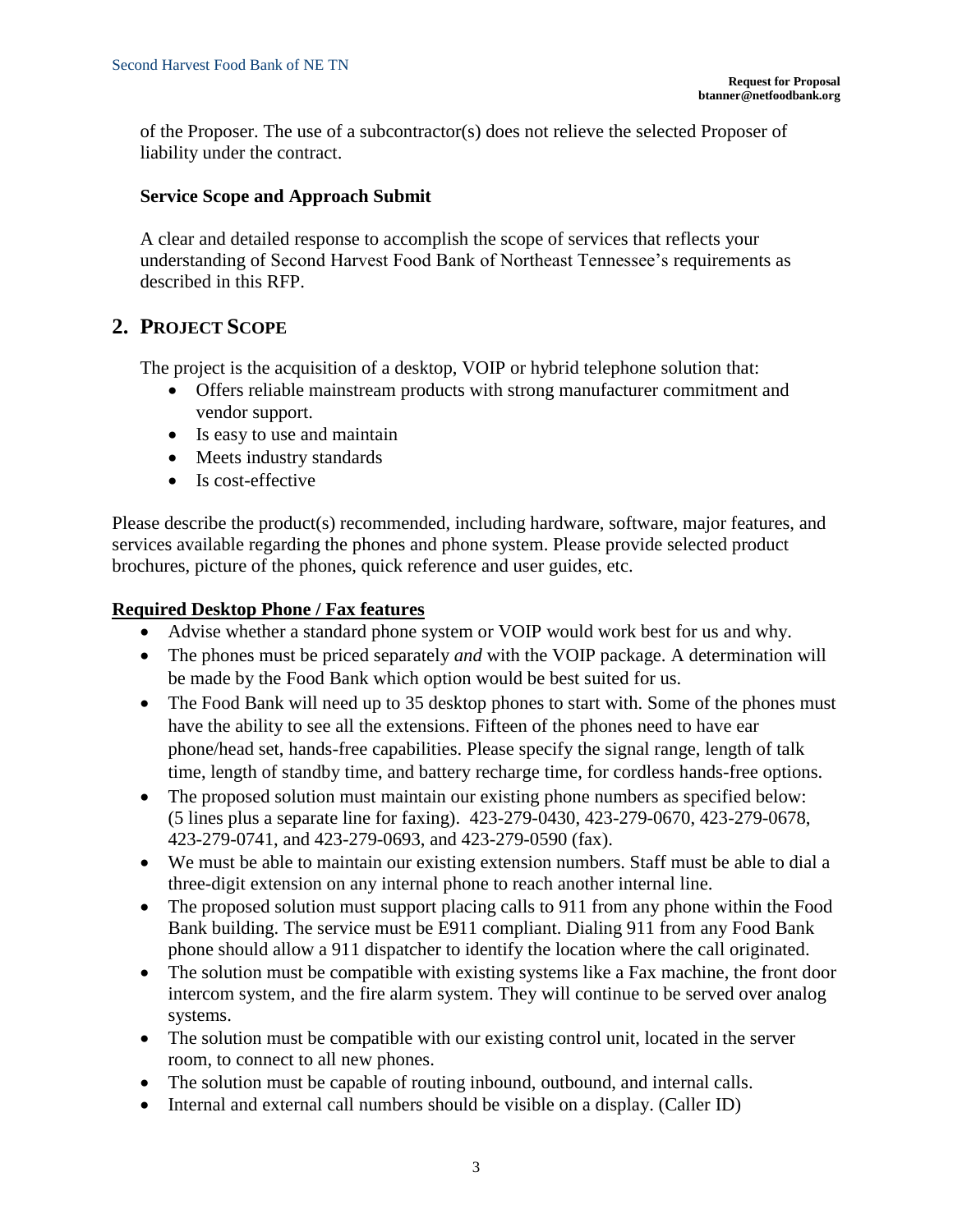of the Proposer. The use of a subcontractor(s) does not relieve the selected Proposer of liability under the contract.

**Service Scope and Approach Submit**

A clear and detailed response to accomplish the scope of services that reflects your understanding of Second Harvest Food Bank of Northeast Tennessee's requirements as described in this RFP.

## 2. Project Scope

The project is the acquisition of a desktop, VOIP or hybrid telephone solution that:

- Offers reliable mainstream products with strong manufacturer commitment and vendor support.
- Is easy to use and maintain
- Meets industry standards
- Is cost-effective

Please describe the product(s) recommended, including hardware, software, major features, and services available regarding the phones and phone system. Please provide selected product brochures, picture of the phones, quick reference and user guides, etc.

**Required Desktop Phone / Fax features**

- Advise whether a standard phone system or VOIP would work best for us and why.
- The phones must be priced separately *and* with the VOIP package. A determination will be made by the Food Bank which option would be best suited for us.
- The Food Bank will need up to 35 desktop phones to start with. Some of the phones must have the ability to see all the extensions. Fifteen of the phones need to have ear phone/head set, hands-free capabilities. Please specify the signal range, length of talk time, length of standby time, and battery recharge time, for cordless hands-free options.
- The proposed solution must maintain our existing phone numbers as specified below: (5 lines plus a separate line for faxing). 423-279-0430, 423-279-0670, 423-279-0678, 423-279-0741, and 423-279-0693, and 423-279-0590 (fax).
- We must be able to maintain our existing extension numbers. Staff must be able to dial a three-digit extension on any internal phone to reach another internal line.
- The proposed solution must support placing calls to 911 from any phone within the Food Bank building. The service must be E911 compliant. Dialing 911 from any Food Bank phone should allow a 911 dispatcher to identify the location where the call originated.
- The solution must be compatible with existing systems like a Fax machine, the front door intercom system, and the fire alarm system. They will continue to be served over analog systems.
- The solution must be compatible with our existing control unit, located in the server room, to connect to all new phones.
- The solution must be capable of routing inbound, outbound, and internal calls.
- Internal and external call numbers should be visible on a display. (Caller ID)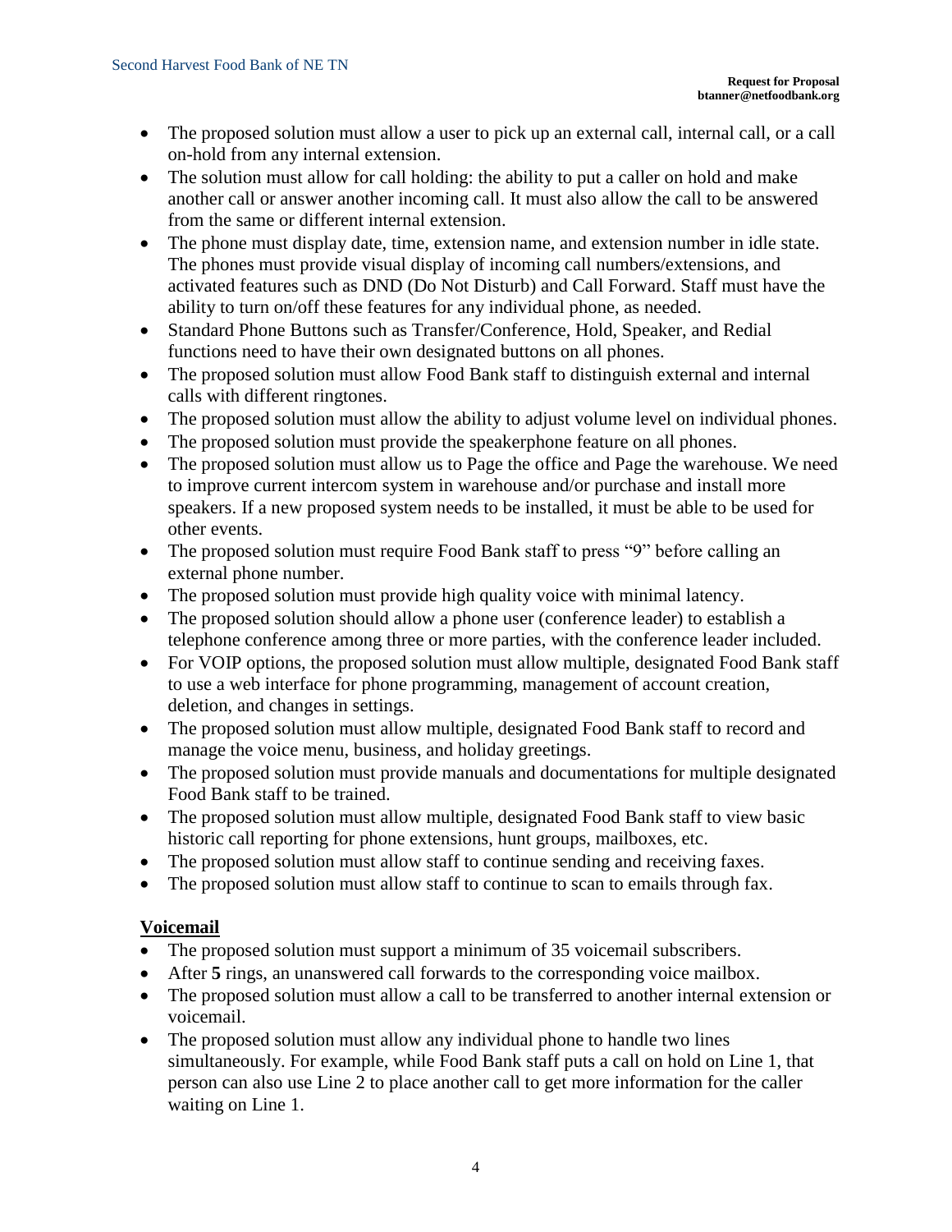- The proposed solution must allow a user to pick up an external call, internal call, or a call on-hold from any internal extension.
- The solution must allow for call holding: the ability to put a caller on hold and make another call or answer another incoming call. It must also allow the call to be answered from the same or different internal extension.
- The phone must display date, time, extension name, and extension number in idle state. The phones must provide visual display of incoming call numbers/extensions, and activated features such as DND (Do Not Disturb) and Call Forward. Staff must have the ability to turn on/off these features for any individual phone, as needed.
- Standard Phone Buttons such as Transfer/Conference, Hold, Speaker, and Redial functions need to have their own designated buttons on all phones.
- The proposed solution must allow Food Bank staff to distinguish external and internal calls with different ringtones.
- The proposed solution must allow the ability to adjust volume level on individual phones.
- The proposed solution must provide the speakerphone feature on all phones.
- The proposed solution must allow us to Page the office and Page the warehouse. We need to improve current intercom system in warehouse and/or purchase and install more speakers. If a new proposed system needs to be installed, it must be able to be used for other events.
- The proposed solution must require Food Bank staff to press "9" before calling an external phone number.
- The proposed solution must provide high quality voice with minimal latency.
- The proposed solution should allow a phone user (conference leader) to establish a telephone conference among three or more parties, with the conference leader included.
- For VOIP options, the proposed solution must allow multiple, designated Food Bank staff to use a web interface for phone programming, management of account creation, deletion, and changes in settings.
- The proposed solution must allow multiple, designated Food Bank staff to record and manage the voice menu, business, and holiday greetings.
- The proposed solution must provide manuals and documentations for multiple designated Food Bank staff to be trained.
- The proposed solution must allow multiple, designated Food Bank staff to view basic historic call reporting for phone extensions, hunt groups, mailboxes, etc.
- The proposed solution must allow staff to continue sending and receiving faxes.
- The proposed solution must allow staff to continue to scan to emails through fax.

**<u>Voicemail</u>**

- The proposed solution must support a minimum of 35 voicemail subscribers.
- After **5** rings, an unanswered call forwards to the corresponding voice mailbox.
- The proposed solution must allow a call to be transferred to another internal extension or voicemail.
- The proposed solution must allow any individual phone to handle two lines simultaneously. For example, while Food Bank staff puts a call on hold on Line 1, that person can also use Line 2 to place another call to get more information for the caller waiting on Line 1.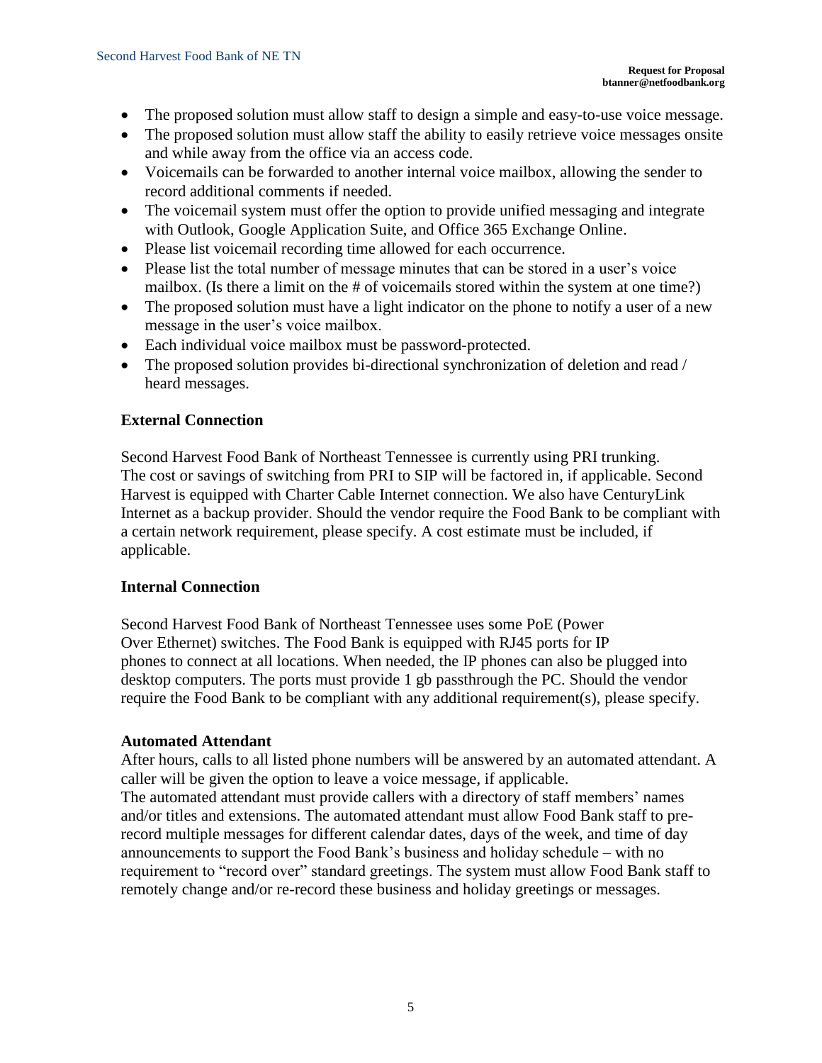- The proposed solution must allow staff to design a simple and easy-to-use voice message.
- The proposed solution must allow staff the ability to easily retrieve voice messages onsite and while away from the office via an access code.
- Voicemails can be forwarded to another internal voice mailbox, allowing the sender to record additional comments if needed.
- The voicemail system must offer the option to provide unified messaging and integrate with Outlook, Google Application Suite, and Office 365 Exchange Online.
- Please list voicemail recording time allowed for each occurrence.
- Please list the total number of message minutes that can be stored in a user's voice mailbox. (Is there a limit on the # of voicemails stored within the system at one time?)
- The proposed solution must have a light indicator on the phone to notify a user of a new message in the user's voice mailbox.
- Each individual voice mailbox must be password-protected.
- The proposed solution provides bi-directional synchronization of deletion and read / heard messages.

### External Connection

Second Harvest Food Bank of Northeast Tennessee is currently using PRI trunking. The cost or savings of switching from PRI to SIP will be factored in, if applicable. Second Harvest is equipped with Charter Cable Internet connection. We also have CenturyLink Internet as a backup provider. Should the vendor require the Food Bank to be compliant with a certain network requirement, please specify. A cost estimate must be included, if applicable.

### Internal Connection

Second Harvest Food Bank of Northeast Tennessee uses some PoE (Power Over Ethernet) switches. The Food Bank is equipped with RJ45 ports for IP phones to connect at all locations. When needed, the IP phones can also be plugged into desktop computers. The ports must provide 1 gb passthrough the PC. Should the vendor require the Food Bank to be compliant with any additional requirement(s), please specify.

### Automated Attendant

After hours, calls to all listed phone numbers will be answered by an automated attendant. A caller will be given the option to leave a voice message, if applicable.
The automated attendant must provide callers with a directory of staff members' names and/or titles and extensions. The automated attendant must allow Food Bank staff to pre-record multiple messages for different calendar dates, days of the week, and time of day announcements to support the Food Bank's business and holiday schedule – with no requirement to "record over" standard greetings. The system must allow Food Bank staff to remotely change and/or re-record these business and holiday greetings or messages.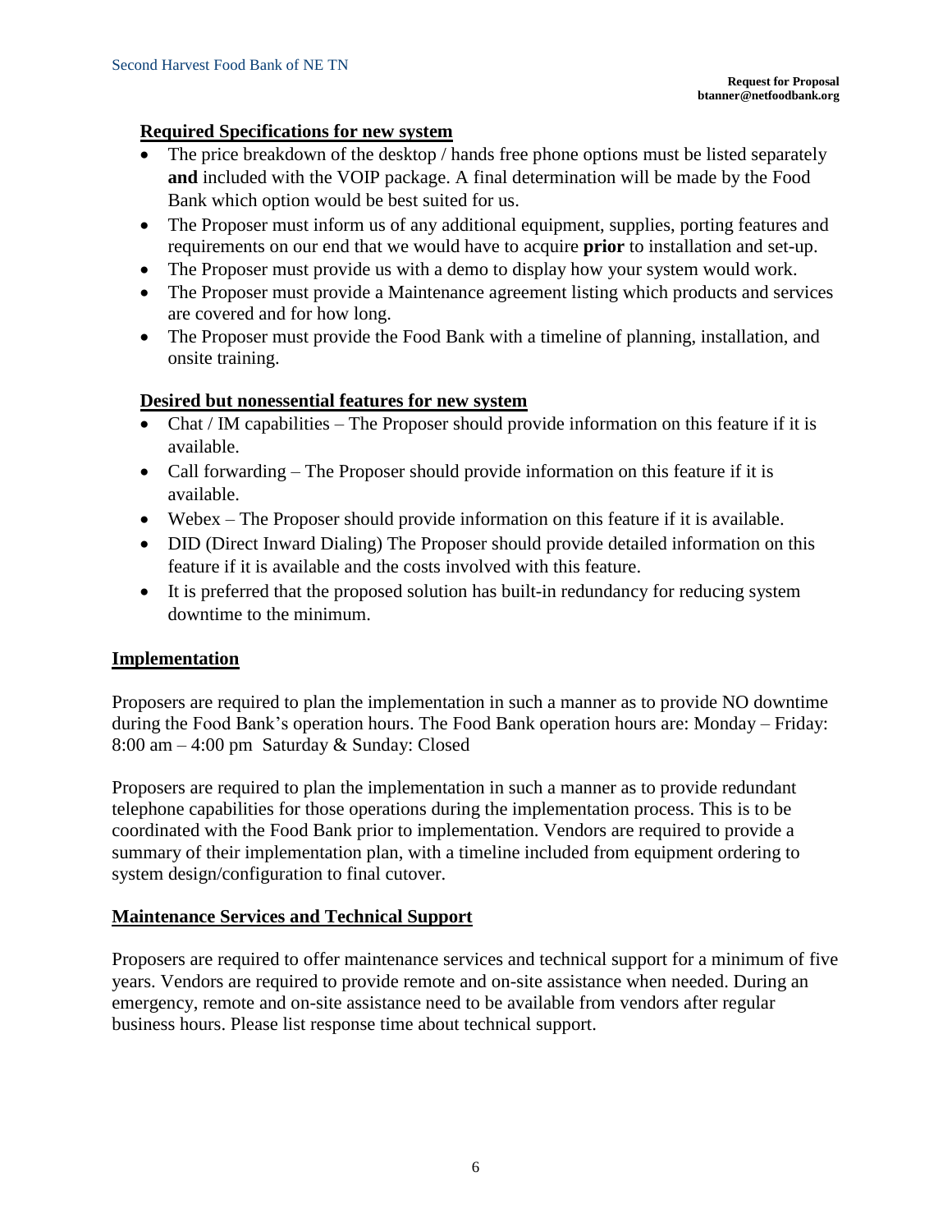### Required Specifications for new system

- The price breakdown of the desktop / hands free phone options must be listed separately **and** included with the VOIP package. A final determination will be made by the Food Bank which option would be best suited for us.
- The Proposer must inform us of any additional equipment, supplies, porting features and requirements on our end that we would have to acquire **prior** to installation and set-up.
- The Proposer must provide us with a demo to display how your system would work.
- The Proposer must provide a Maintenance agreement listing which products and services are covered and for how long.
- The Proposer must provide the Food Bank with a timeline of planning, installation, and onsite training.

### Desired but nonessential features for new system

- Chat / IM capabilities – The Proposer should provide information on this feature if it is available.
- Call forwarding – The Proposer should provide information on this feature if it is available.
- Webex – The Proposer should provide information on this feature if it is available.
- DID (Direct Inward Dialing) The Proposer should provide detailed information on this feature if it is available and the costs involved with this feature.
- It is preferred that the proposed solution has built-in redundancy for reducing system downtime to the minimum.

## Implementation

Proposers are required to plan the implementation in such a manner as to provide NO downtime during the Food Bank's operation hours. The Food Bank operation hours are: Monday – Friday: 8:00 am – 4:00 pm Saturday & Sunday: Closed

Proposers are required to plan the implementation in such a manner as to provide redundant telephone capabilities for those operations during the implementation process. This is to be coordinated with the Food Bank prior to implementation. Vendors are required to provide a summary of their implementation plan, with a timeline included from equipment ordering to system design/configuration to final cutover.

## Maintenance Services and Technical Support

Proposers are required to offer maintenance services and technical support for a minimum of five years. Vendors are required to provide remote and on-site assistance when needed. During an emergency, remote and on-site assistance need to be available from vendors after regular business hours. Please list response time about technical support.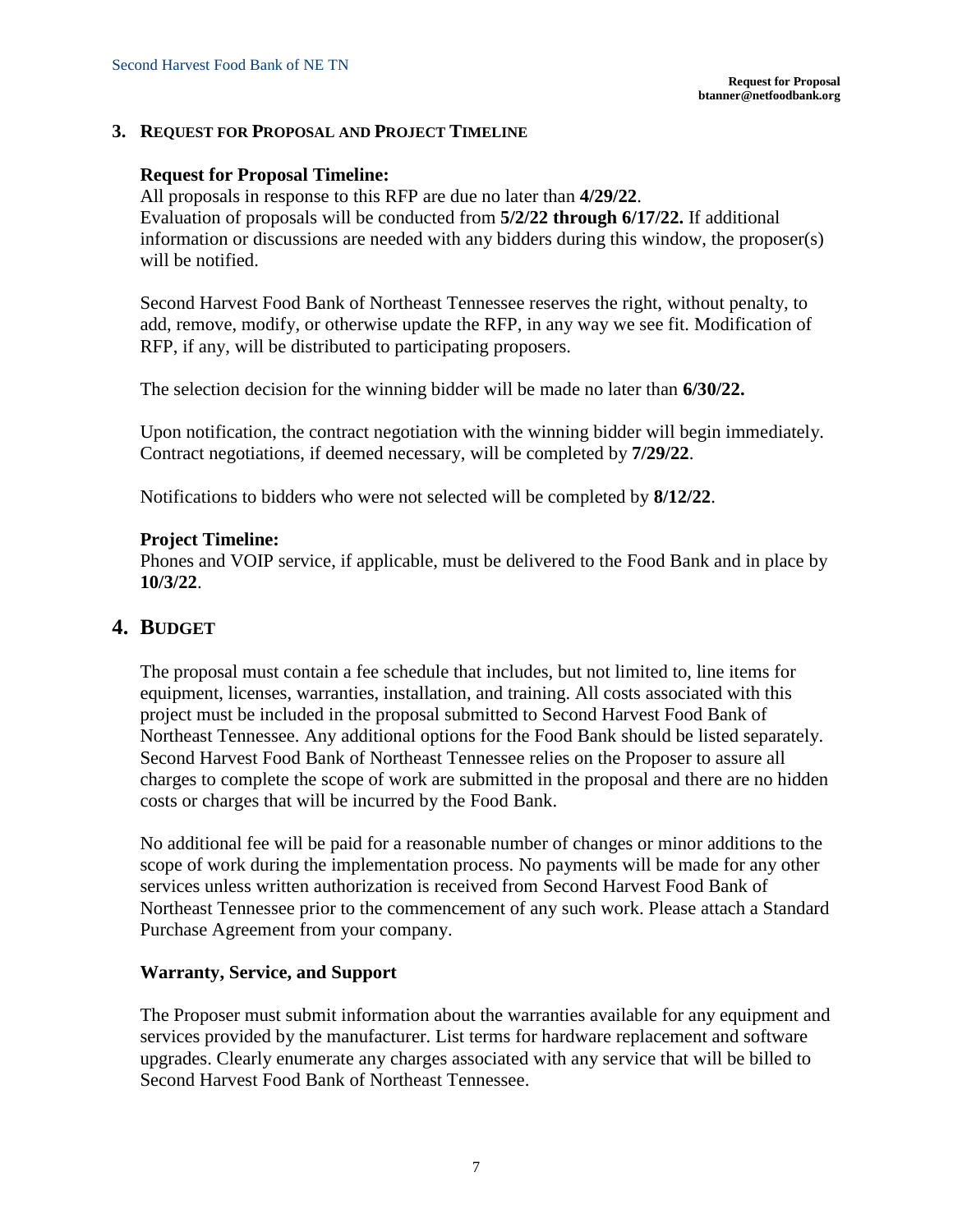## 3. REQUEST FOR PROPOSAL AND PROJECT TIMELINE

**Request for Proposal Timeline:**

All proposals in response to this RFP are due no later than **4/29/22**.
Evaluation of proposals will be conducted from **5/2/22 through 6/17/22.** If additional information or discussions are needed with any bidders during this window, the proposer(s) will be notified.

Second Harvest Food Bank of Northeast Tennessee reserves the right, without penalty, to add, remove, modify, or otherwise update the RFP, in any way we see fit. Modification of RFP, if any, will be distributed to participating proposers.

The selection decision for the winning bidder will be made no later than **6/30/22.**

Upon notification, the contract negotiation with the winning bidder will begin immediately. Contract negotiations, if deemed necessary, will be completed by **7/29/22**.

Notifications to bidders who were not selected will be completed by **8/12/22**.

**Project Timeline:**

Phones and VOIP service, if applicable, must be delivered to the Food Bank and in place by **10/3/22**.

## 4. BUDGET

The proposal must contain a fee schedule that includes, but not limited to, line items for equipment, licenses, warranties, installation, and training. All costs associated with this project must be included in the proposal submitted to Second Harvest Food Bank of Northeast Tennessee. Any additional options for the Food Bank should be listed separately. Second Harvest Food Bank of Northeast Tennessee relies on the Proposer to assure all charges to complete the scope of work are submitted in the proposal and there are no hidden costs or charges that will be incurred by the Food Bank.

No additional fee will be paid for a reasonable number of changes or minor additions to the scope of work during the implementation process. No payments will be made for any other services unless written authorization is received from Second Harvest Food Bank of Northeast Tennessee prior to the commencement of any such work. Please attach a Standard Purchase Agreement from your company.

**Warranty, Service, and Support**

The Proposer must submit information about the warranties available for any equipment and services provided by the manufacturer. List terms for hardware replacement and software upgrades. Clearly enumerate any charges associated with any service that will be billed to Second Harvest Food Bank of Northeast Tennessee.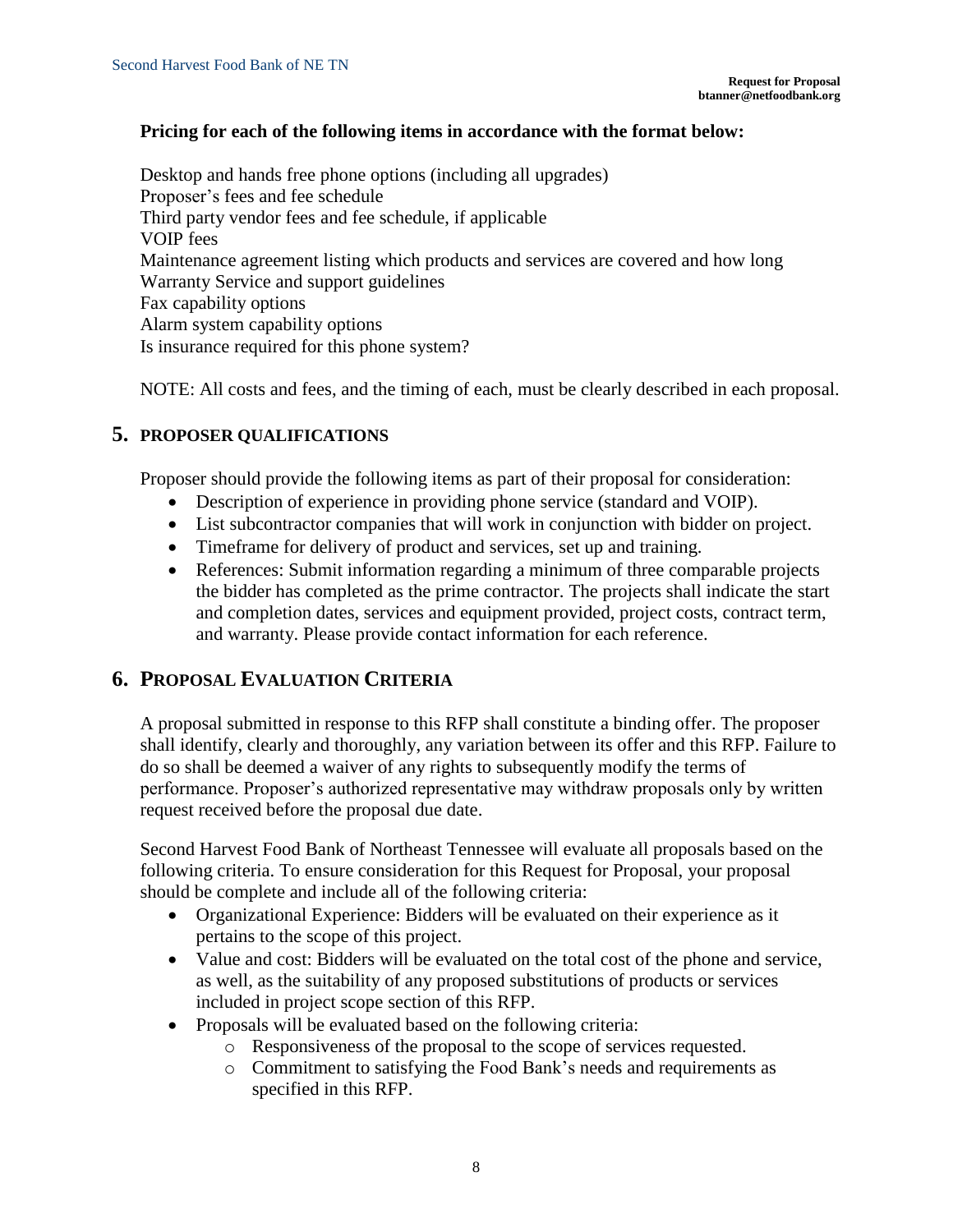**Pricing for each of the following items in accordance with the format below:**

Desktop and hands free phone options (including all upgrades)
Proposer's fees and fee schedule
Third party vendor fees and fee schedule, if applicable
VOIP fees
Maintenance agreement listing which products and services are covered and how long
Warranty Service and support guidelines
Fax capability options
Alarm system capability options
Is insurance required for this phone system?

NOTE: All costs and fees, and the timing of each, must be clearly described in each proposal.

## 5. PROPOSER QUALIFICATIONS

Proposer should provide the following items as part of their proposal for consideration:

- Description of experience in providing phone service (standard and VOIP).
- List subcontractor companies that will work in conjunction with bidder on project.
- Timeframe for delivery of product and services, set up and training.
- References: Submit information regarding a minimum of three comparable projects the bidder has completed as the prime contractor. The projects shall indicate the start and completion dates, services and equipment provided, project costs, contract term, and warranty. Please provide contact information for each reference.

## 6. PROPOSAL EVALUATION CRITERIA

A proposal submitted in response to this RFP shall constitute a binding offer. The proposer shall identify, clearly and thoroughly, any variation between its offer and this RFP. Failure to do so shall be deemed a waiver of any rights to subsequently modify the terms of performance. Proposer's authorized representative may withdraw proposals only by written request received before the proposal due date.

Second Harvest Food Bank of Northeast Tennessee will evaluate all proposals based on the following criteria. To ensure consideration for this Request for Proposal, your proposal should be complete and include all of the following criteria:

- Organizational Experience: Bidders will be evaluated on their experience as it pertains to the scope of this project.
- Value and cost: Bidders will be evaluated on the total cost of the phone and service, as well, as the suitability of any proposed substitutions of products or services included in project scope section of this RFP.
- Proposals will be evaluated based on the following criteria:
    - Responsiveness of the proposal to the scope of services requested.
    - Commitment to satisfying the Food Bank's needs and requirements as specified in this RFP.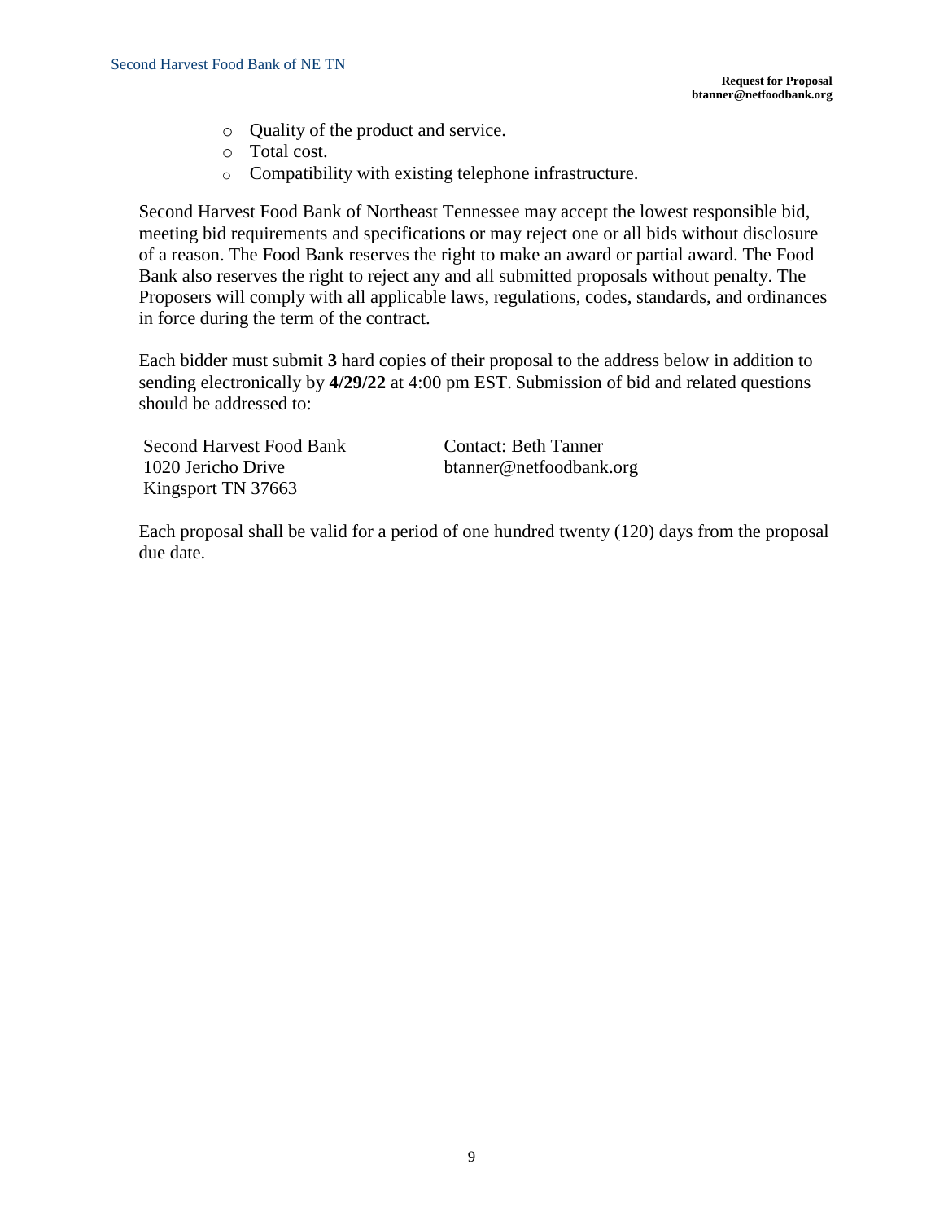- Quality of the product and service.
- Total cost.
- Compatibility with existing telephone infrastructure.

Second Harvest Food Bank of Northeast Tennessee may accept the lowest responsible bid, meeting bid requirements and specifications or may reject one or all bids without disclosure of a reason. The Food Bank reserves the right to make an award or partial award. The Food Bank also reserves the right to reject any and all submitted proposals without penalty. The Proposers will comply with all applicable laws, regulations, codes, standards, and ordinances in force during the term of the contract.

Each bidder must submit **3** hard copies of their proposal to the address below in addition to sending electronically by **4/29/22** at 4:00 pm EST. Submission of bid and related questions should be addressed to:

| | |
|---|---|
| Second Harvest Food Bank | Contact: Beth Tanner |
| 1020 Jericho Drive | btanner@netfoodbank.org |
| Kingsport TN 37663 | |

Each proposal shall be valid for a period of one hundred twenty (120) days from the proposal due date.